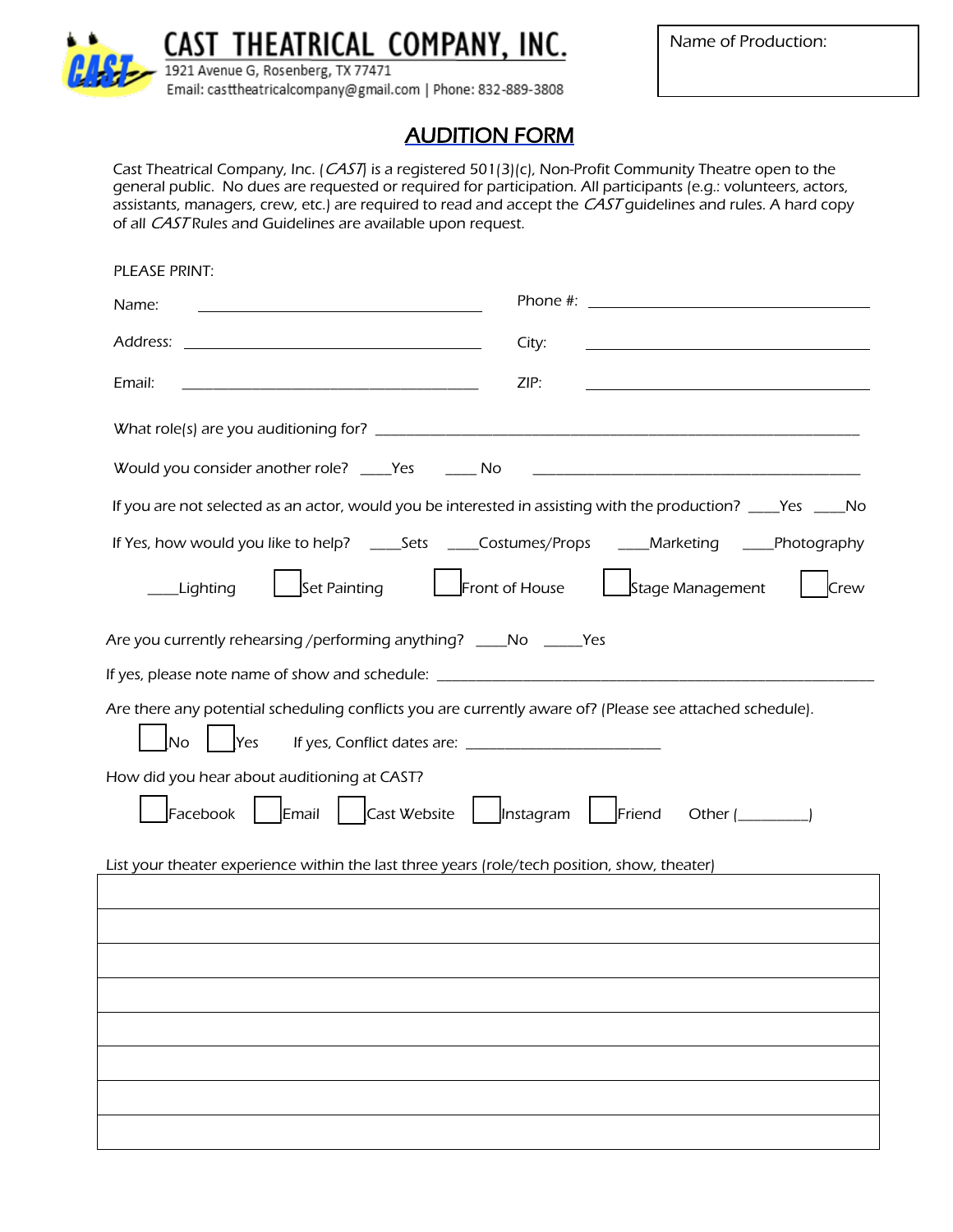# CAST THEATRICAL COMPANY, INC.

1921 Avenue G, Rosenberg, TX 77471
Email: casttheatricalcompany@gmail.com | Phone: 832-889-3808

Name of Production:

## AUDITION FORM

Cast Theatrical Company, Inc. (*CAST*) is a registered 501(3)(c), Non-Profit Community Theatre open to the general public. No dues are requested or required for participation. All participants (e.g.: volunteers, actors, assistants, managers, crew, etc.) are required to read and accept the *CAST* guidelines and rules. A hard copy of all *CAST* Rules and Guidelines are available upon request.

PLEASE PRINT:

Name: ______________________________ Phone #: ______________________________

Address: ______________________________ City: ______________________________

Email: ______________________________ ZIP: ______________________________

What role(s) are you auditioning for? ____________________________________________

Would you consider another role? ____Yes ____ No ____________________________________

If you are not selected as an actor, would you be interested in assisting with the production? ____Yes ____No

If Yes, how would you like to help? ____Sets ____Costumes/Props ____Marketing ____Photography

____Lighting ☐ Set Painting ☐ Front of House ☐ Stage Management ☐ Crew

Are you currently rehearsing /performing anything? ____No _____Yes

If yes, please note name of show and schedule: ____________________________________________

Are there any potential scheduling conflicts you are currently aware of? (Please see attached schedule).

☐ No ☐ Yes If yes, Conflict dates are: ________________________

How did you hear about auditioning at CAST?

☐ Facebook ☐ Email ☐ Cast Website ☐ Instagram ☐ Friend Other (_________)

List your theater experience within the last three years (role/tech position, show, theater)

| |
|---|
| |
| |
| |
| |
| |
| |
| |
| |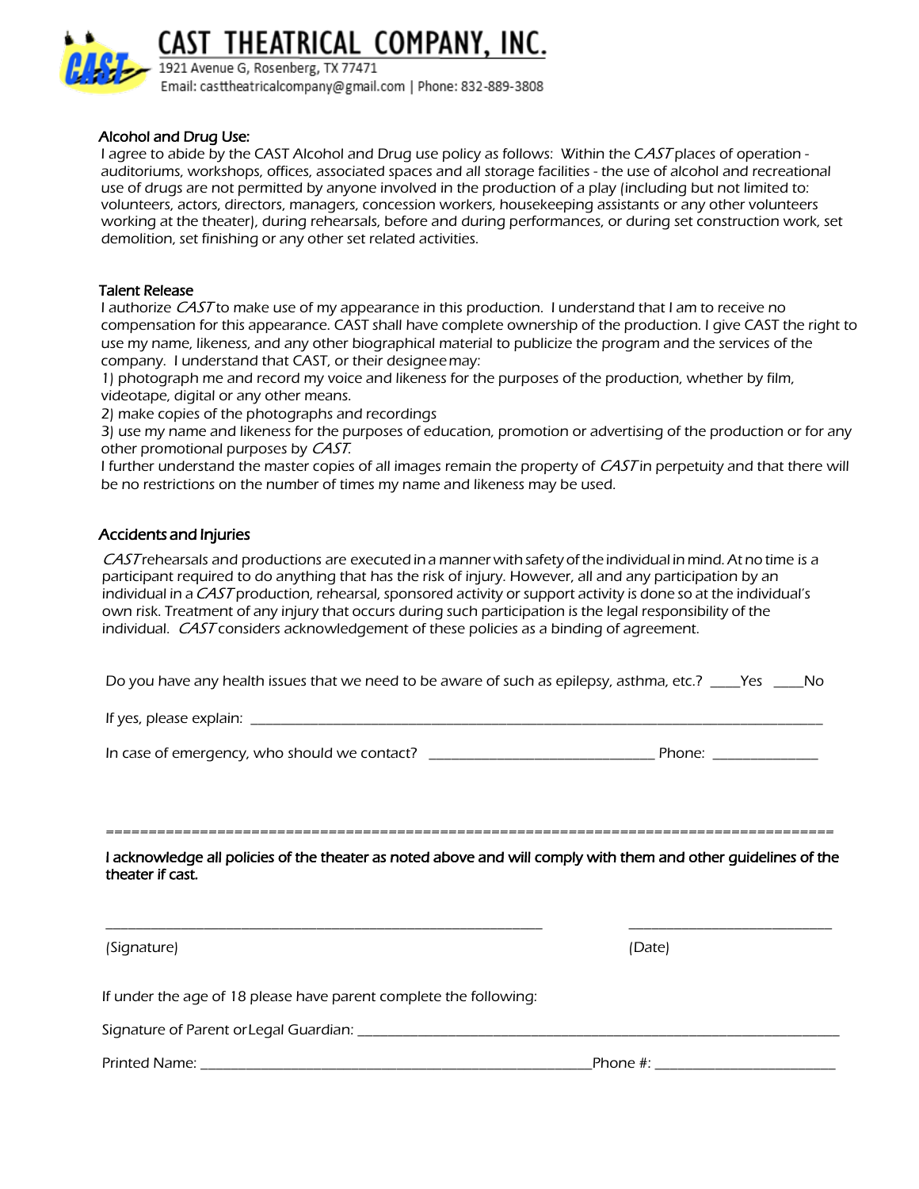# CAST THEATRICAL COMPANY, INC.

1921 Avenue G, Rosenberg, TX 77471
Email: casttheatricalcompany@gmail.com | Phone: 832-889-3808

## Alcohol and Drug Use:

I agree to abide by the CAST Alcohol and Drug use policy as follows: Within the *CAST* places of operation - auditoriums, workshops, offices, associated spaces and all storage facilities - the use of alcohol and recreational use of drugs are not permitted by anyone involved in the production of a play (including but not limited to: volunteers, actors, directors, managers, concession workers, housekeeping assistants or any other volunteers working at the theater), during rehearsals, before and during performances, or during set construction work, set demolition, set finishing or any other set related activities.

## Talent Release

I authorize *CAST* to make use of my appearance in this production. I understand that I am to receive no compensation for this appearance. CAST shall have complete ownership of the production. I give CAST the right to use my name, likeness, and any other biographical material to publicize the program and the services of the company. I understand that CAST, or their designee may:

1) photograph me and record my voice and likeness for the purposes of the production, whether by film, videotape, digital or any other means.
2) make copies of the photographs and recordings
3) use my name and likeness for the purposes of education, promotion or advertising of the production or for any other promotional purposes by *CAST*.

I further understand the master copies of all images remain the property of *CAST* in perpetuity and that there will be no restrictions on the number of times my name and likeness may be used.

## Accidents and Injuries

*CAST* rehearsals and productions are executed in a manner with safety of the individual in mind. At no time is a participant required to do anything that has the risk of injury. However, all and any participation by an individual in a *CAST* production, rehearsal, sponsored activity or support activity is done so at the individual's own risk. Treatment of any injury that occurs during such participation is the legal responsibility of the individual. *CAST* considers acknowledgement of these policies as a binding of agreement.

Do you have any health issues that we need to be aware of such as epilepsy, asthma, etc.? ____Yes ____No

If yes, please explain: ______________________________________________________________________________

In case of emergency, who should we contact? ______________________________ Phone: ______________

================================================================================

**I acknowledge all policies of the theater as noted above and will comply with them and other guidelines of the theater if cast.**

_________________________________________________________ ____________________________

(Signature) (Date)

If under the age of 18 please have parent complete the following:

Signature of Parent or Legal Guardian: ______________________________________________________________________

Printed Name: ____________________________________________________ Phone #: __________________________